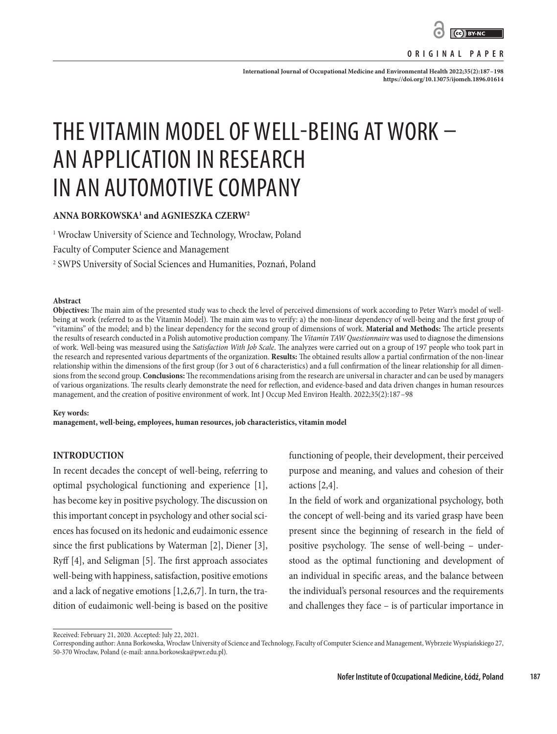**ORIGINAL PAPER**

# THE VITAMIN MODEL OF WELL-BEING AT WORK – AN APPLICATION IN RESEARCH IN AN AUTOMOTIVE COMPANY

**ANNA BORKOWSKA[1] and AGNIESZKA CZERW[2]**

[1] Wrocław University of Science and Technology, Wrocław, Poland
Faculty of Computer Science and Management
[2] SWPS University of Social Sciences and Humanities, Poznań, Poland

#### Abstract

**Objectives:** The main aim of the presented study was to check the level of perceived dimensions of work according to Peter Warr's model of well-being at work (referred to as the Vitamin Model). The main aim was to verify: a) the non-linear dependency of well-being and the first group of "vitamins" of the model; and b) the linear dependency for the second group of dimensions of work. **Material and Methods:** The article presents the results of research conducted in a Polish automotive production company. The *Vitamin TAW Questionnaire* was used to diagnose the dimensions of work. Well-being was measured using the *Satisfaction With Job Scale*. The analyzes were carried out on a group of 197 people who took part in the research and represented various departments of the organization. **Results:** The obtained results allow a partial confirmation of the non-linear relationship within the dimensions of the first group (for 3 out of 6 characteristics) and a full confirmation of the linear relationship for all dimensions from the second group. **Conclusions:** The recommendations arising from the research are universal in character and can be used by managers of various organizations. The results clearly demonstrate the need for reflection, and evidence-based and data driven changes in human resources management, and the creation of positive environment of work. Int J Occup Med Environ Health. 2022;35(2):187–98

#### Key words:

**management, well-being, employees, human resources, job characteristics, vitamin model**

## INTRODUCTION

In recent decades the concept of well-being, referring to optimal psychological functioning and experience [1], has become key in positive psychology. The discussion on this important concept in psychology and other social sciences has focused on its hedonic and eudaimonic essence since the first publications by Waterman [2], Diener [3], Ryff [4], and Seligman [5]. The first approach associates well-being with happiness, satisfaction, positive emotions and a lack of negative emotions [1,2,6,7]. In turn, the tradition of eudaimonic well-being is based on the positive functioning of people, their development, their perceived purpose and meaning, and values and cohesion of their actions [2,4].

In the field of work and organizational psychology, both the concept of well-being and its varied grasp have been present since the beginning of research in the field of positive psychology. The sense of well-being – understood as the optimal functioning and development of an individual in specific areas, and the balance between the individual's personal resources and the requirements and challenges they face – is of particular importance in

Received: February 21, 2020. Accepted: July 22, 2021.
Corresponding author: Anna Borkowska, Wrocław University of Science and Technology, Faculty of Computer Science and Management, Wybrzeże Wyspiańskiego 27, 50-370 Wrocław, Poland (e-mail: anna.borkowska@pwr.edu.pl).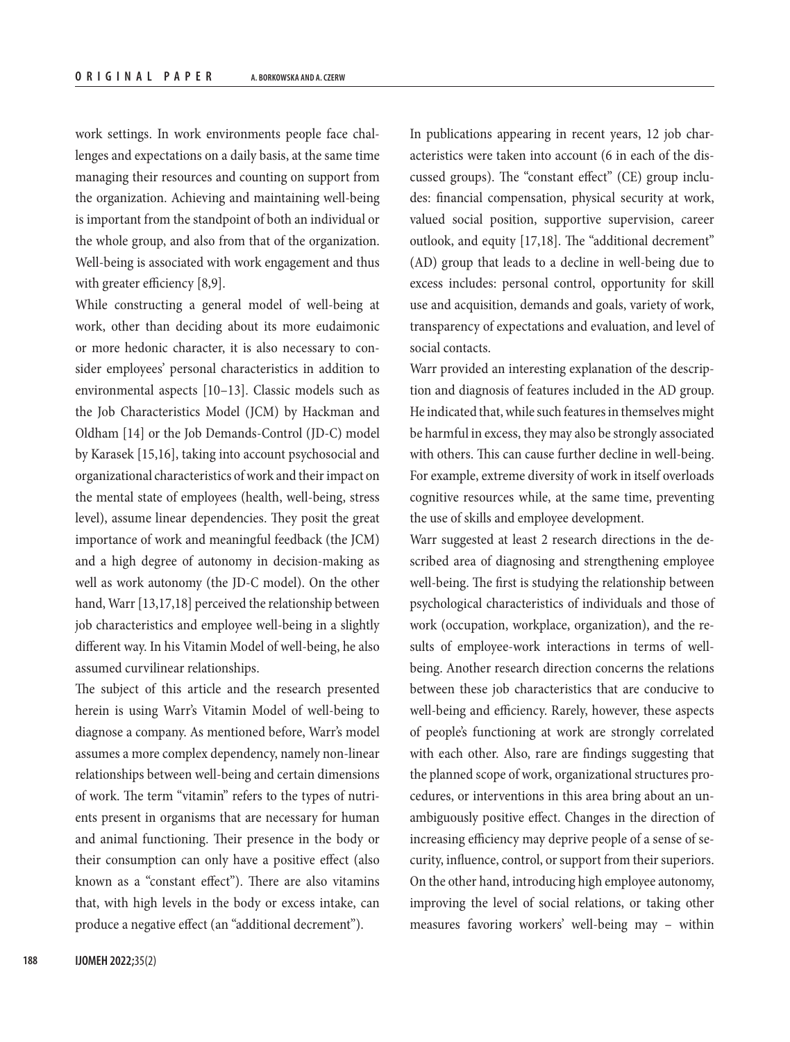work settings. In work environments people face challenges and expectations on a daily basis, at the same time managing their resources and counting on support from the organization. Achieving and maintaining well-being is important from the standpoint of both an individual or the whole group, and also from that of the organization. Well-being is associated with work engagement and thus with greater efficiency [8,9].

While constructing a general model of well-being at work, other than deciding about its more eudaimonic or more hedonic character, it is also necessary to consider employees' personal characteristics in addition to environmental aspects [10–13]. Classic models such as the Job Characteristics Model (JCM) by Hackman and Oldham [14] or the Job Demands-Control (JD-C) model by Karasek [15,16], taking into account psychosocial and organizational characteristics of work and their impact on the mental state of employees (health, well-being, stress level), assume linear dependencies. They posit the great importance of work and meaningful feedback (the JCM) and a high degree of autonomy in decision-making as well as work autonomy (the JD-C model). On the other hand, Warr [13,17,18] perceived the relationship between job characteristics and employee well-being in a slightly different way. In his Vitamin Model of well-being, he also assumed curvilinear relationships.

The subject of this article and the research presented herein is using Warr's Vitamin Model of well-being to diagnose a company. As mentioned before, Warr's model assumes a more complex dependency, namely non-linear relationships between well-being and certain dimensions of work. The term "vitamin" refers to the types of nutrients present in organisms that are necessary for human and animal functioning. Their presence in the body or their consumption can only have a positive effect (also known as a "constant effect"). There are also vitamins that, with high levels in the body or excess intake, can produce a negative effect (an "additional decrement").

In publications appearing in recent years, 12 job characteristics were taken into account (6 in each of the discussed groups). The "constant effect" (CE) group includes: financial compensation, physical security at work, valued social position, supportive supervision, career outlook, and equity [17,18]. The "additional decrement" (AD) group that leads to a decline in well-being due to excess includes: personal control, opportunity for skill use and acquisition, demands and goals, variety of work, transparency of expectations and evaluation, and level of social contacts.

Warr provided an interesting explanation of the description and diagnosis of features included in the AD group. He indicated that, while such features in themselves might be harmful in excess, they may also be strongly associated with others. This can cause further decline in well-being. For example, extreme diversity of work in itself overloads cognitive resources while, at the same time, preventing the use of skills and employee development.

Warr suggested at least 2 research directions in the described area of diagnosing and strengthening employee well-being. The first is studying the relationship between psychological characteristics of individuals and those of work (occupation, workplace, organization), and the results of employee-work interactions in terms of well-being. Another research direction concerns the relations between these job characteristics that are conducive to well-being and efficiency. Rarely, however, these aspects of people's functioning at work are strongly correlated with each other. Also, rare are findings suggesting that the planned scope of work, organizational structures procedures, or interventions in this area bring about an unambiguously positive effect. Changes in the direction of increasing efficiency may deprive people of a sense of security, influence, control, or support from their superiors. On the other hand, introducing high employee autonomy, improving the level of social relations, or taking other measures favoring workers' well-being may – within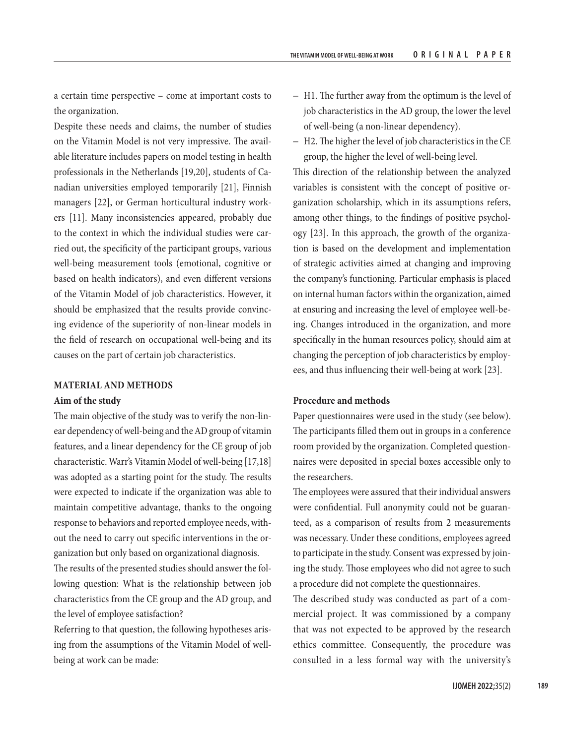a certain time perspective – come at important costs to the organization.

Despite these needs and claims, the number of studies on the Vitamin Model is not very impressive. The available literature includes papers on model testing in health professionals in the Netherlands [19,20], students of Canadian universities employed temporarily [21], Finnish managers [22], or German horticultural industry workers [11]. Many inconsistencies appeared, probably due to the context in which the individual studies were carried out, the specificity of the participant groups, various well-being measurement tools (emotional, cognitive or based on health indicators), and even different versions of the Vitamin Model of job characteristics. However, it should be emphasized that the results provide convincing evidence of the superiority of non-linear models in the field of research on occupational well-being and its causes on the part of certain job characteristics.

## MATERIAL AND METHODS

### Aim of the study

The main objective of the study was to verify the non-linear dependency of well-being and the AD group of vitamin features, and a linear dependency for the CE group of job characteristic. Warr's Vitamin Model of well-being [17,18] was adopted as a starting point for the study. The results were expected to indicate if the organization was able to maintain competitive advantage, thanks to the ongoing response to behaviors and reported employee needs, without the need to carry out specific interventions in the organization but only based on organizational diagnosis.

The results of the presented studies should answer the following question: What is the relationship between job characteristics from the CE group and the AD group, and the level of employee satisfaction?

Referring to that question, the following hypotheses arising from the assumptions of the Vitamin Model of well-being at work can be made:

- H1. The further away from the optimum is the level of job characteristics in the AD group, the lower the level of well-being (a non-linear dependency).
- H2. The higher the level of job characteristics in the CE group, the higher the level of well-being level.

This direction of the relationship between the analyzed variables is consistent with the concept of positive organization scholarship, which in its assumptions refers, among other things, to the findings of positive psychology [23]. In this approach, the growth of the organization is based on the development and implementation of strategic activities aimed at changing and improving the company's functioning. Particular emphasis is placed on internal human factors within the organization, aimed at ensuring and increasing the level of employee well-being. Changes introduced in the organization, and more specifically in the human resources policy, should aim at changing the perception of job characteristics by employees, and thus influencing their well-being at work [23].

### Procedure and methods

Paper questionnaires were used in the study (see below). The participants filled them out in groups in a conference room provided by the organization. Completed questionnaires were deposited in special boxes accessible only to the researchers.

The employees were assured that their individual answers were confidential. Full anonymity could not be guaranteed, as a comparison of results from 2 measurements was necessary. Under these conditions, employees agreed to participate in the study. Consent was expressed by joining the study. Those employees who did not agree to such a procedure did not complete the questionnaires.

The described study was conducted as part of a commercial project. It was commissioned by a company that was not expected to be approved by the research ethics committee. Consequently, the procedure was consulted in a less formal way with the university's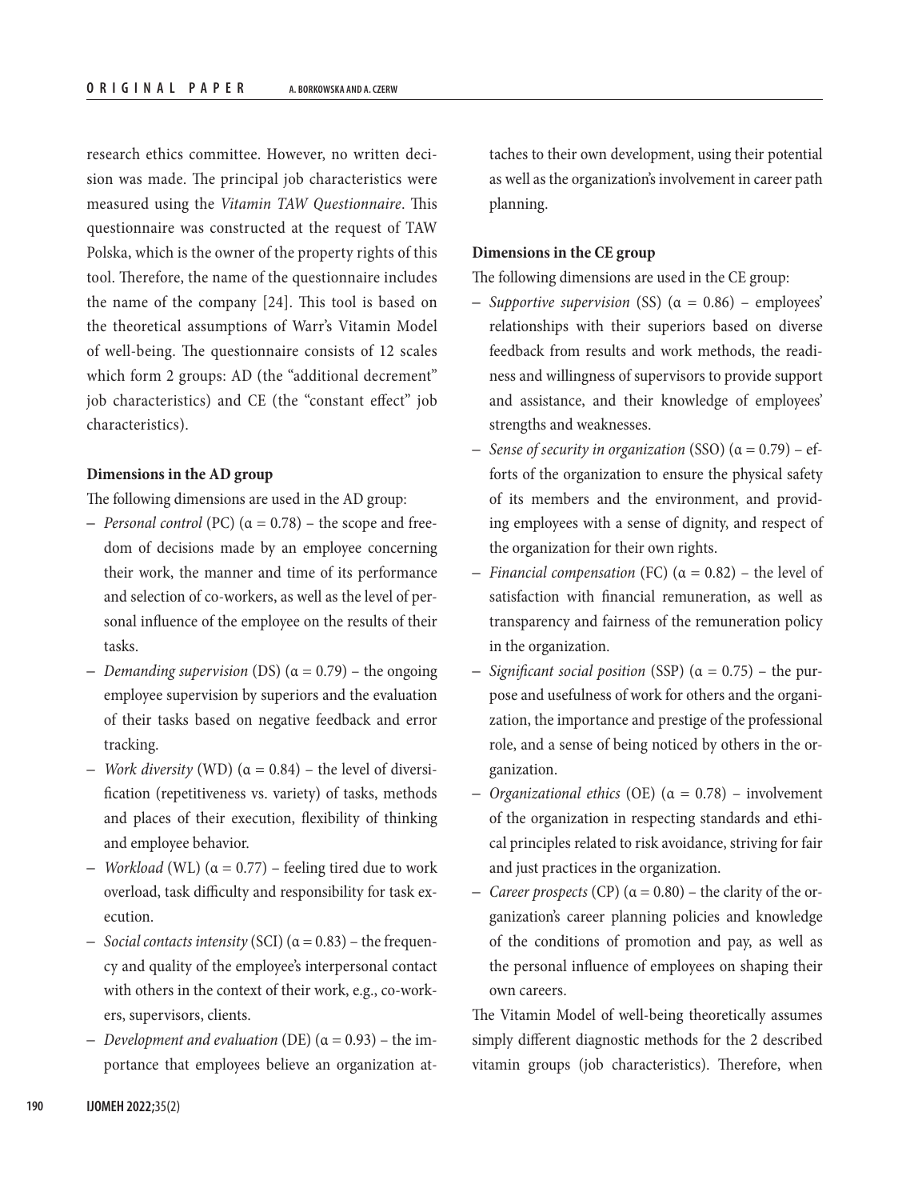research ethics committee. However, no written decision was made. The principal job characteristics were measured using the *Vitamin TAW Questionnaire*. This questionnaire was constructed at the request of TAW Polska, which is the owner of the property rights of this tool. Therefore, the name of the questionnaire includes the name of the company [24]. This tool is based on the theoretical assumptions of Warr's Vitamin Model of well-being. The questionnaire consists of 12 scales which form 2 groups: AD (the "additional decrement" job characteristics) and CE (the "constant effect" job characteristics).

**Dimensions in the AD group**

The following dimensions are used in the AD group:

- *Personal control* (PC) ($\alpha = 0.78$) – the scope and freedom of decisions made by an employee concerning their work, the manner and time of its performance and selection of co-workers, as well as the level of personal influence of the employee on the results of their tasks.
- *Demanding supervision* (DS) ($\alpha = 0.79$) – the ongoing employee supervision by superiors and the evaluation of their tasks based on negative feedback and error tracking.
- *Work diversity* (WD) ($\alpha = 0.84$) – the level of diversification (repetitiveness vs. variety) of tasks, methods and places of their execution, flexibility of thinking and employee behavior.
- *Workload* (WL) ($\alpha = 0.77$) – feeling tired due to work overload, task difficulty and responsibility for task execution.
- *Social contacts intensity* (SCI) ($\alpha = 0.83$) – the frequency and quality of the employee's interpersonal contact with others in the context of their work, e.g., co-workers, supervisors, clients.
- *Development and evaluation* (DE) ($\alpha = 0.93$) – the importance that employees believe an organization attaches to their own development, using their potential as well as the organization's involvement in career path planning.

**Dimensions in the CE group**

The following dimensions are used in the CE group:

- *Supportive supervision* (SS) ($\alpha = 0.86$) – employees' relationships with their superiors based on diverse feedback from results and work methods, the readiness and willingness of supervisors to provide support and assistance, and their knowledge of employees' strengths and weaknesses.
- *Sense of security in organization* (SSO) ($\alpha = 0.79$) – efforts of the organization to ensure the physical safety of its members and the environment, and providing employees with a sense of dignity, and respect of the organization for their own rights.
- *Financial compensation* (FC) ($\alpha = 0.82$) – the level of satisfaction with financial remuneration, as well as transparency and fairness of the remuneration policy in the organization.
- *Significant social position* (SSP) ($\alpha = 0.75$) – the purpose and usefulness of work for others and the organization, the importance and prestige of the professional role, and a sense of being noticed by others in the organization.
- *Organizational ethics* (OE) ($\alpha = 0.78$) – involvement of the organization in respecting standards and ethical principles related to risk avoidance, striving for fair and just practices in the organization.
- *Career prospects* (CP) ($\alpha = 0.80$) – the clarity of the organization's career planning policies and knowledge of the conditions of promotion and pay, as well as the personal influence of employees on shaping their own careers.

The Vitamin Model of well-being theoretically assumes simply different diagnostic methods for the 2 described vitamin groups (job characteristics). Therefore, when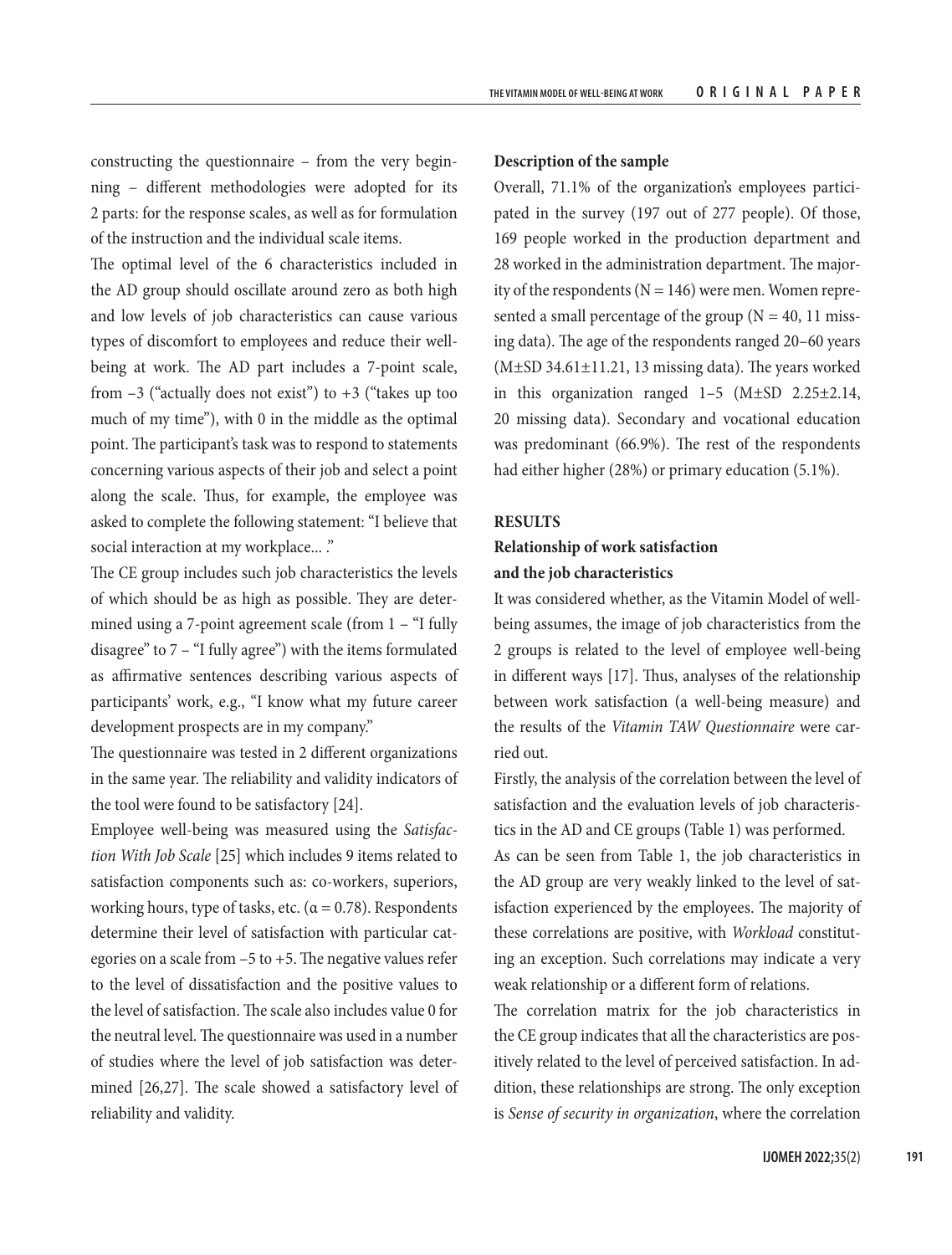constructing the questionnaire – from the very beginning – different methodologies were adopted for its 2 parts: for the response scales, as well as for formulation of the instruction and the individual scale items.

The optimal level of the 6 characteristics included in the AD group should oscillate around zero as both high and low levels of job characteristics can cause various types of discomfort to employees and reduce their well-being at work. The AD part includes a 7-point scale, from −3 ("actually does not exist") to +3 ("takes up too much of my time"), with 0 in the middle as the optimal point. The participant's task was to respond to statements concerning various aspects of their job and select a point along the scale. Thus, for example, the employee was asked to complete the following statement: "I believe that social interaction at my workplace... ."

The CE group includes such job characteristics the levels of which should be as high as possible. They are determined using a 7-point agreement scale (from 1 – "I fully disagree" to 7 – "I fully agree") with the items formulated as affirmative sentences describing various aspects of participants' work, e.g., "I know what my future career development prospects are in my company."

The questionnaire was tested in 2 different organizations in the same year. The reliability and validity indicators of the tool were found to be satisfactory [24].

Employee well-being was measured using the *Satisfaction With Job Scale* [25] which includes 9 items related to satisfaction components such as: co-workers, superiors, working hours, type of tasks, etc. ($\alpha = 0.78$). Respondents determine their level of satisfaction with particular categories on a scale from −5 to +5. The negative values refer to the level of dissatisfaction and the positive values to the level of satisfaction. The scale also includes value 0 for the neutral level. The questionnaire was used in a number of studies where the level of job satisfaction was determined [26,27]. The scale showed a satisfactory level of reliability and validity.

**Description of the sample**

Overall, 71.1% of the organization's employees participated in the survey (197 out of 277 people). Of those, 169 people worked in the production department and 28 worked in the administration department. The majority of the respondents ($N = 146$) were men. Women represented a small percentage of the group ($N = 40$, 11 missing data). The age of the respondents ranged 20–60 years ($M \pm SD$ 34.61±11.21, 13 missing data). The years worked in this organization ranged 1–5 ($M \pm SD$ 2.25±2.14, 20 missing data). Secondary and vocational education was predominant (66.9%). The rest of the respondents had either higher (28%) or primary education (5.1%).

## RESULTS

### Relationship of work satisfaction and the job characteristics

It was considered whether, as the Vitamin Model of well-being assumes, the image of job characteristics from the 2 groups is related to the level of employee well-being in different ways [17]. Thus, analyses of the relationship between work satisfaction (a well-being measure) and the results of the *Vitamin TAW Questionnaire* were carried out.

Firstly, the analysis of the correlation between the level of satisfaction and the evaluation levels of job characteristics in the AD and CE groups (Table 1) was performed.

As can be seen from Table 1, the job characteristics in the AD group are very weakly linked to the level of satisfaction experienced by the employees. The majority of these correlations are positive, with *Workload* constituting an exception. Such correlations may indicate a very weak relationship or a different form of relations.

The correlation matrix for the job characteristics in the CE group indicates that all the characteristics are positively related to the level of perceived satisfaction. In addition, these relationships are strong. The only exception is *Sense of security in organization*, where the correlation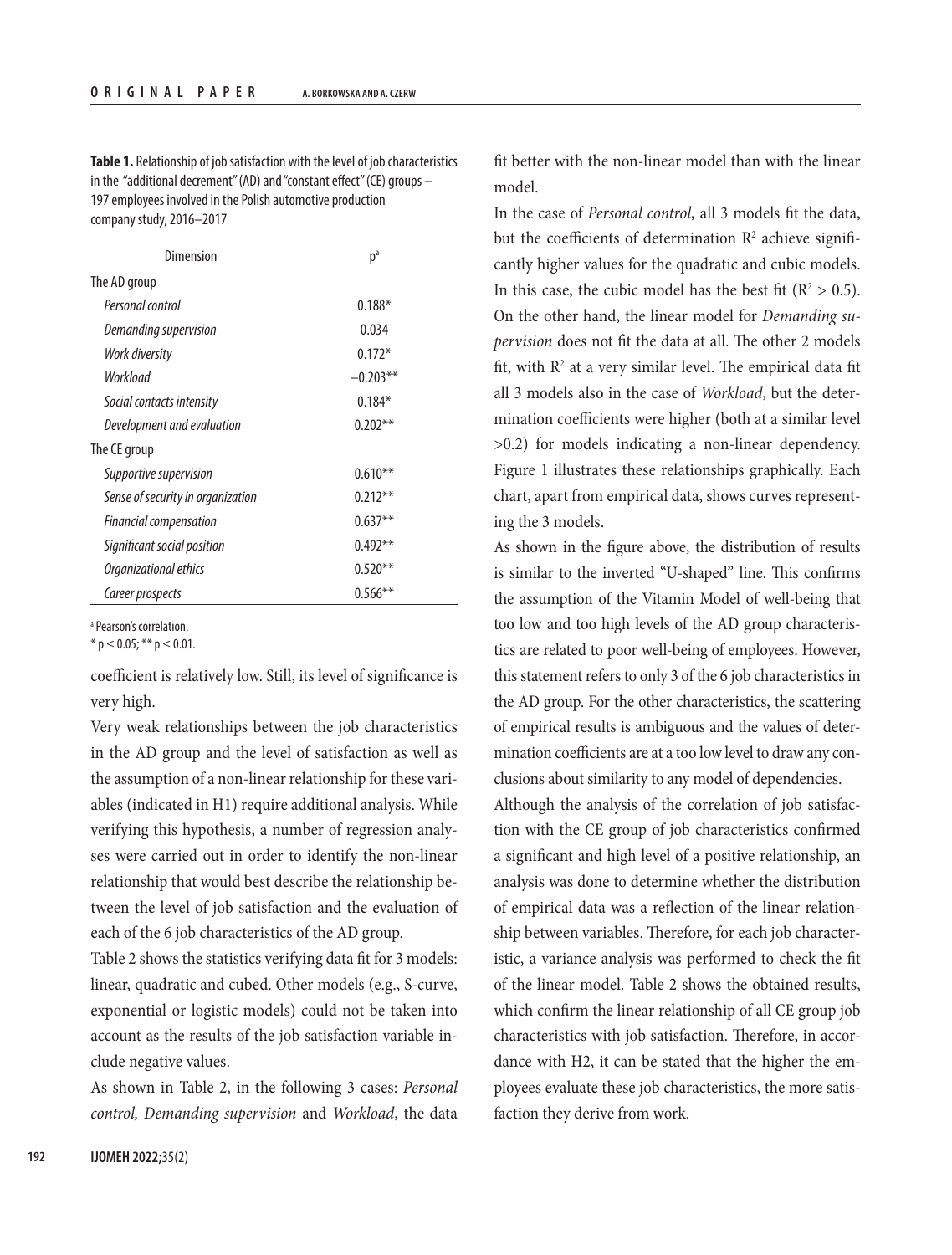**Table 1.** Relationship of job satisfaction with the level of job characteristics in the "additional decrement" (AD) and "constant effect" (CE) groups – 197 employees involved in the Polish automotive production company study, 2016–2017

| Dimension | ρ[a] |
|---|---|
| The AD group | |
| *Personal control* | 0.188* |
| *Demanding supervision* | 0.034 |
| *Work diversity* | 0.172* |
| *Workload* | −0.203** |
| *Social contacts intensity* | 0.184* |
| *Development and evaluation* | 0.202** |
| The CE group | |
| *Supportive supervision* | 0.610** |
| *Sense of security in organization* | 0.212** |
| *Financial compensation* | 0.637** |
| *Significant social position* | 0.492** |
| *Organizational ethics* | 0.520** |
| *Career prospects* | 0.566** |

[a] Pearson's correlation.
* $p \leq 0.05$; ** $p \leq 0.01$.

coefficient is relatively low. Still, its level of significance is very high.

Very weak relationships between the job characteristics in the AD group and the level of satisfaction as well as the assumption of a non-linear relationship for these variables (indicated in H1) require additional analysis. While verifying this hypothesis, a number of regression analyses were carried out in order to identify the non-linear relationship that would best describe the relationship between the level of job satisfaction and the evaluation of each of the 6 job characteristics of the AD group.

Table 2 shows the statistics verifying data fit for 3 models: linear, quadratic and cubed. Other models (e.g., S-curve, exponential or logistic models) could not be taken into account as the results of the job satisfaction variable include negative values.

As shown in Table 2, in the following 3 cases: *Personal control, Demanding supervision* and *Workload*, the data fit better with the non-linear model than with the linear model.

In the case of *Personal control*, all 3 models fit the data, but the coefficients of determination $R^2$ achieve significantly higher values for the quadratic and cubic models. In this case, the cubic model has the best fit ($R^2 > 0.5$). On the other hand, the linear model for *Demanding supervision* does not fit the data at all. The other 2 models fit, with $R^2$ at a very similar level. The empirical data fit all 3 models also in the case of *Workload*, but the determination coefficients were higher (both at a similar level >0.2) for models indicating a non-linear dependency. Figure 1 illustrates these relationships graphically. Each chart, apart from empirical data, shows curves representing the 3 models.

As shown in the figure above, the distribution of results is similar to the inverted "U-shaped" line. This confirms the assumption of the Vitamin Model of well-being that too low and too high levels of the AD group characteristics are related to poor well-being of employees. However, this statement refers to only 3 of the 6 job characteristics in the AD group. For the other characteristics, the scattering of empirical results is ambiguous and the values of determination coefficients are at a too low level to draw any conclusions about similarity to any model of dependencies.

Although the analysis of the correlation of job satisfaction with the CE group of job characteristics confirmed a significant and high level of a positive relationship, an analysis was done to determine whether the distribution of empirical data was a reflection of the linear relationship between variables. Therefore, for each job characteristic, a variance analysis was performed to check the fit of the linear model. Table 2 shows the obtained results, which confirm the linear relationship of all CE group job characteristics with job satisfaction. Therefore, in accordance with H2, it can be stated that the higher the employees evaluate these job characteristics, the more satisfaction they derive from work.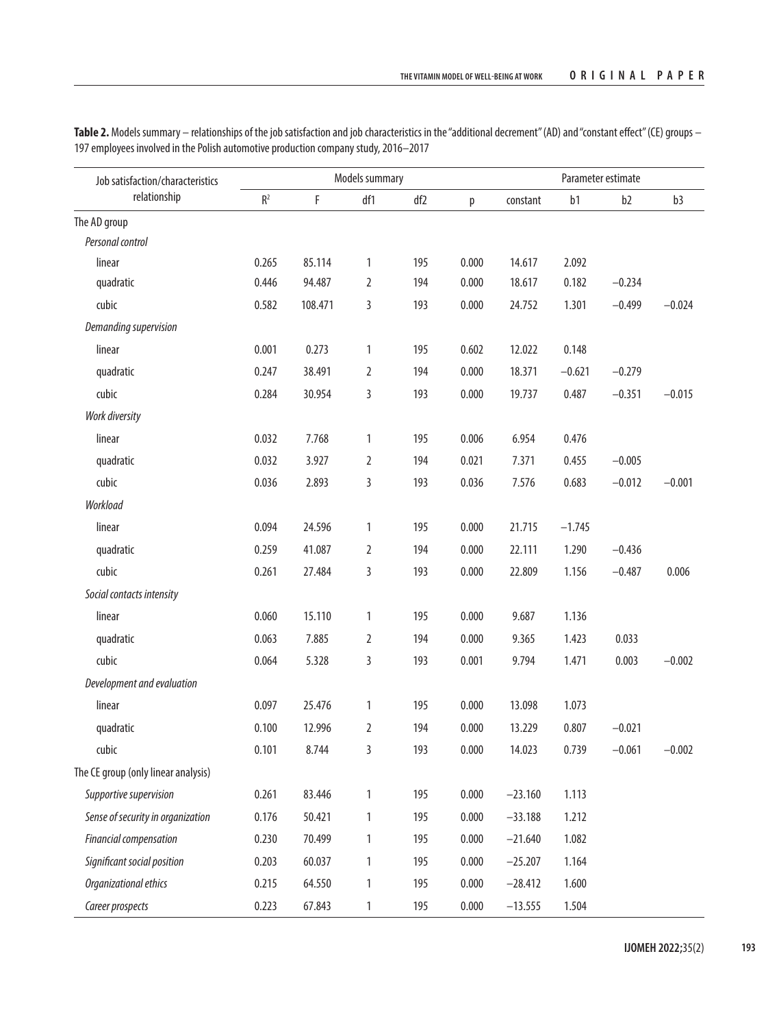**Table 2.** Models summary – relationships of the job satisfaction and job characteristics in the "additional decrement" (AD) and "constant effect" (CE) groups – 197 employees involved in the Polish automotive production company study, 2016–2017

| Job satisfaction/characteristics relationship | Models summary | | | | | Parameter estimate | | | |
|---|---|---|---|---|---|---|---|---|---|
| | $R^2$ | F | df1 | df2 | p | constant | b1 | b2 | b3 |
| The AD group | | | | | | | | | |
| *Personal control* | | | | | | | | | |
| linear | 0.265 | 85.114 | 1 | 195 | 0.000 | 14.617 | 2.092 | | |
| quadratic | 0.446 | 94.487 | 2 | 194 | 0.000 | 18.617 | 0.182 | −0.234 | |
| cubic | 0.582 | 108.471 | 3 | 193 | 0.000 | 24.752 | 1.301 | −0.499 | −0.024 |
| *Demanding supervision* | | | | | | | | | |
| linear | 0.001 | 0.273 | 1 | 195 | 0.602 | 12.022 | 0.148 | | |
| quadratic | 0.247 | 38.491 | 2 | 194 | 0.000 | 18.371 | −0.621 | −0.279 | |
| cubic | 0.284 | 30.954 | 3 | 193 | 0.000 | 19.737 | 0.487 | −0.351 | −0.015 |
| *Work diversity* | | | | | | | | | |
| linear | 0.032 | 7.768 | 1 | 195 | 0.006 | 6.954 | 0.476 | | |
| quadratic | 0.032 | 3.927 | 2 | 194 | 0.021 | 7.371 | 0.455 | −0.005 | |
| cubic | 0.036 | 2.893 | 3 | 193 | 0.036 | 7.576 | 0.683 | −0.012 | −0.001 |
| *Workload* | | | | | | | | | |
| linear | 0.094 | 24.596 | 1 | 195 | 0.000 | 21.715 | −1.745 | | |
| quadratic | 0.259 | 41.087 | 2 | 194 | 0.000 | 22.111 | 1.290 | −0.436 | |
| cubic | 0.261 | 27.484 | 3 | 193 | 0.000 | 22.809 | 1.156 | −0.487 | 0.006 |
| *Social contacts intensity* | | | | | | | | | |
| linear | 0.060 | 15.110 | 1 | 195 | 0.000 | 9.687 | 1.136 | | |
| quadratic | 0.063 | 7.885 | 2 | 194 | 0.000 | 9.365 | 1.423 | 0.033 | |
| cubic | 0.064 | 5.328 | 3 | 193 | 0.001 | 9.794 | 1.471 | 0.003 | −0.002 |
| *Development and evaluation* | | | | | | | | | |
| linear | 0.097 | 25.476 | 1 | 195 | 0.000 | 13.098 | 1.073 | | |
| quadratic | 0.100 | 12.996 | 2 | 194 | 0.000 | 13.229 | 0.807 | −0.021 | |
| cubic | 0.101 | 8.744 | 3 | 193 | 0.000 | 14.023 | 0.739 | −0.061 | −0.002 |
| The CE group (only linear analysis) | | | | | | | | | |
| *Supportive supervision* | 0.261 | 83.446 | 1 | 195 | 0.000 | −23.160 | 1.113 | | |
| *Sense of security in organization* | 0.176 | 50.421 | 1 | 195 | 0.000 | −33.188 | 1.212 | | |
| *Financial compensation* | 0.230 | 70.499 | 1 | 195 | 0.000 | −21.640 | 1.082 | | |
| *Significant social position* | 0.203 | 60.037 | 1 | 195 | 0.000 | −25.207 | 1.164 | | |
| *Organizational ethics* | 0.215 | 64.550 | 1 | 195 | 0.000 | −28.412 | 1.600 | | |
| *Career prospects* | 0.223 | 67.843 | 1 | 195 | 0.000 | −13.555 | 1.504 | | |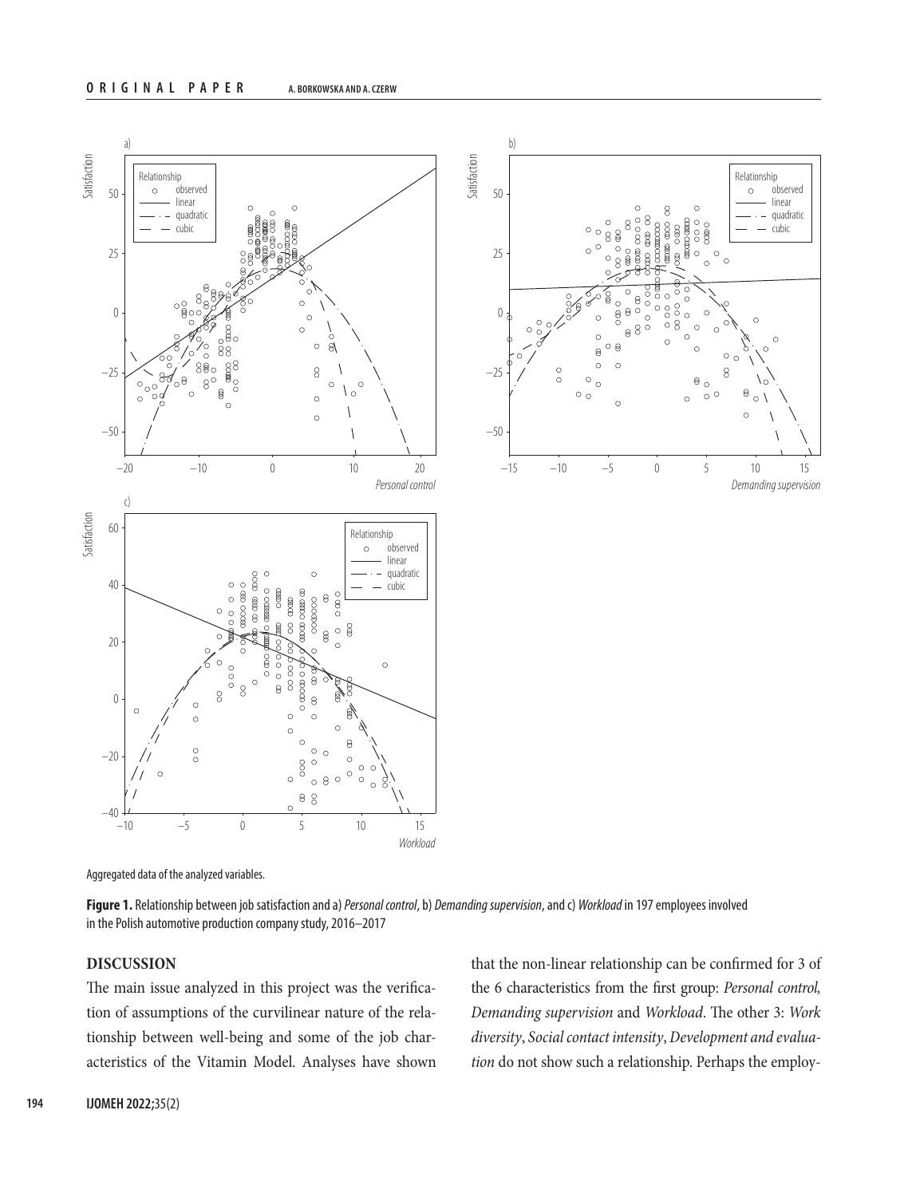Aggregated data of the analyzed variables.

**Figure 1.** Relationship between job satisfaction and a) *Personal control*, b) *Demanding supervision*, and c) *Workload* in 197 employees involved in the Polish automotive production company study, 2016–2017

## DISCUSSION

The main issue analyzed in this project was the verification of assumptions of the curvilinear nature of the relationship between well-being and some of the job characteristics of the Vitamin Model. Analyses have shown that the non-linear relationship can be confirmed for 3 of the 6 characteristics from the first group: *Personal control, Demanding supervision* and *Workload*. The other 3: *Work diversity*, *Social contact intensity*, *Development and evaluation* do not show such a relationship. Perhaps the employ-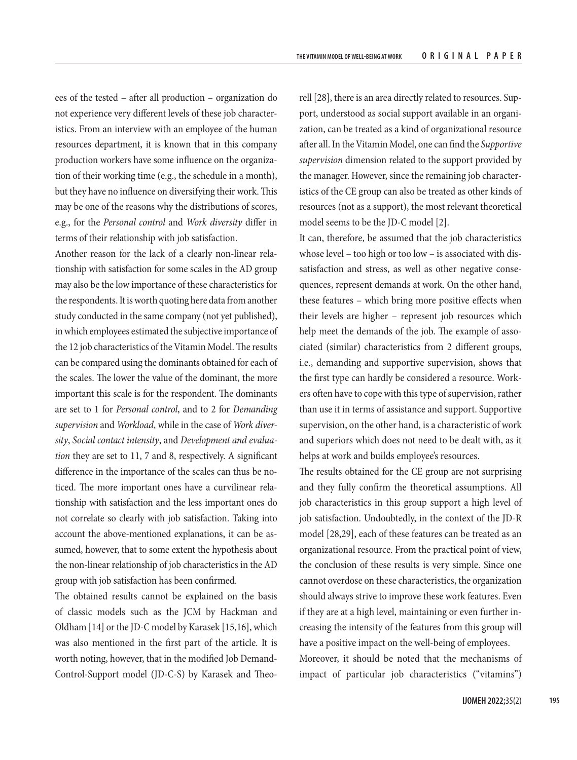ees of the tested – after all production – organization do not experience very different levels of these job characteristics. From an interview with an employee of the human resources department, it is known that in this company production workers have some influence on the organization of their working time (e.g., the schedule in a month), but they have no influence on diversifying their work. This may be one of the reasons why the distributions of scores, e.g., for the *Personal control* and *Work diversity* differ in terms of their relationship with job satisfaction.

Another reason for the lack of a clearly non-linear relationship with satisfaction for some scales in the AD group may also be the low importance of these characteristics for the respondents. It is worth quoting here data from another study conducted in the same company (not yet published), in which employees estimated the subjective importance of the 12 job characteristics of the Vitamin Model. The results can be compared using the dominants obtained for each of the scales. The lower the value of the dominant, the more important this scale is for the respondent. The dominants are set to 1 for *Personal control*, and to 2 for *Demanding supervision* and *Workload*, while in the case of *Work diversity*, *Social contact intensity*, and *Development and evaluation* they are set to 11, 7 and 8, respectively. A significant difference in the importance of the scales can thus be noticed. The more important ones have a curvilinear relationship with satisfaction and the less important ones do not correlate so clearly with job satisfaction. Taking into account the above-mentioned explanations, it can be assumed, however, that to some extent the hypothesis about the non-linear relationship of job characteristics in the AD group with job satisfaction has been confirmed.

The obtained results cannot be explained on the basis of classic models such as the JCM by Hackman and Oldham [14] or the JD-C model by Karasek [15,16], which was also mentioned in the first part of the article. It is worth noting, however, that in the modified Job Demand-Control-Support model (JD-C-S) by Karasek and Theorell [28], there is an area directly related to resources. Support, understood as social support available in an organization, can be treated as a kind of organizational resource after all. In the Vitamin Model, one can find the *Supportive supervision* dimension related to the support provided by the manager. However, since the remaining job characteristics of the CE group can also be treated as other kinds of resources (not as a support), the most relevant theoretical model seems to be the JD-C model [2].

It can, therefore, be assumed that the job characteristics whose level – too high or too low – is associated with dissatisfaction and stress, as well as other negative consequences, represent demands at work. On the other hand, these features – which bring more positive effects when their levels are higher – represent job resources which help meet the demands of the job. The example of associated (similar) characteristics from 2 different groups, i.e., demanding and supportive supervision, shows that the first type can hardly be considered a resource. Workers often have to cope with this type of supervision, rather than use it in terms of assistance and support. Supportive supervision, on the other hand, is a characteristic of work and superiors which does not need to be dealt with, as it helps at work and builds employee's resources.

The results obtained for the CE group are not surprising and they fully confirm the theoretical assumptions. All job characteristics in this group support a high level of job satisfaction. Undoubtedly, in the context of the JD-R model [28,29], each of these features can be treated as an organizational resource. From the practical point of view, the conclusion of these results is very simple. Since one cannot overdose on these characteristics, the organization should always strive to improve these work features. Even if they are at a high level, maintaining or even further increasing the intensity of the features from this group will have a positive impact on the well-being of employees.

Moreover, it should be noted that the mechanisms of impact of particular job characteristics ("vitamins")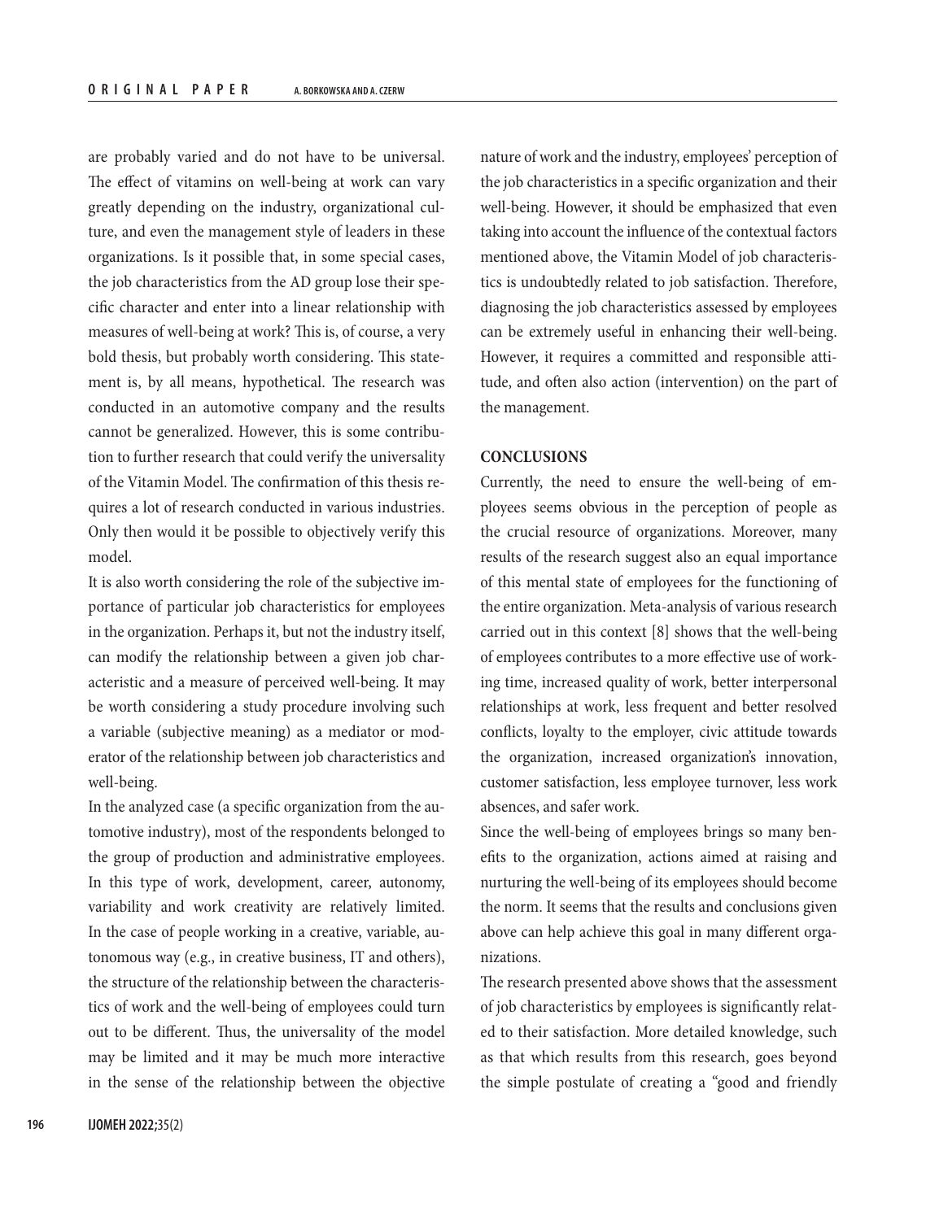are probably varied and do not have to be universal. The effect of vitamins on well-being at work can vary greatly depending on the industry, organizational culture, and even the management style of leaders in these organizations. Is it possible that, in some special cases, the job characteristics from the AD group lose their specific character and enter into a linear relationship with measures of well-being at work? This is, of course, a very bold thesis, but probably worth considering. This statement is, by all means, hypothetical. The research was conducted in an automotive company and the results cannot be generalized. However, this is some contribution to further research that could verify the universality of the Vitamin Model. The confirmation of this thesis requires a lot of research conducted in various industries. Only then would it be possible to objectively verify this model.

It is also worth considering the role of the subjective importance of particular job characteristics for employees in the organization. Perhaps it, but not the industry itself, can modify the relationship between a given job characteristic and a measure of perceived well-being. It may be worth considering a study procedure involving such a variable (subjective meaning) as a mediator or moderator of the relationship between job characteristics and well-being.

In the analyzed case (a specific organization from the automotive industry), most of the respondents belonged to the group of production and administrative employees. In this type of work, development, career, autonomy, variability and work creativity are relatively limited. In the case of people working in a creative, variable, autonomous way (e.g., in creative business, IT and others), the structure of the relationship between the characteristics of work and the well-being of employees could turn out to be different. Thus, the universality of the model may be limited and it may be much more interactive in the sense of the relationship between the objective nature of work and the industry, employees' perception of the job characteristics in a specific organization and their well-being. However, it should be emphasized that even taking into account the influence of the contextual factors mentioned above, the Vitamin Model of job characteristics is undoubtedly related to job satisfaction. Therefore, diagnosing the job characteristics assessed by employees can be extremely useful in enhancing their well-being. However, it requires a committed and responsible attitude, and often also action (intervention) on the part of the management.

## CONCLUSIONS

Currently, the need to ensure the well-being of employees seems obvious in the perception of people as the crucial resource of organizations. Moreover, many results of the research suggest also an equal importance of this mental state of employees for the functioning of the entire organization. Meta-analysis of various research carried out in this context [8] shows that the well-being of employees contributes to a more effective use of working time, increased quality of work, better interpersonal relationships at work, less frequent and better resolved conflicts, loyalty to the employer, civic attitude towards the organization, increased organization's innovation, customer satisfaction, less employee turnover, less work absences, and safer work.

Since the well-being of employees brings so many benefits to the organization, actions aimed at raising and nurturing the well-being of its employees should become the norm. It seems that the results and conclusions given above can help achieve this goal in many different organizations.

The research presented above shows that the assessment of job characteristics by employees is significantly related to their satisfaction. More detailed knowledge, such as that which results from this research, goes beyond the simple postulate of creating a "good and friendly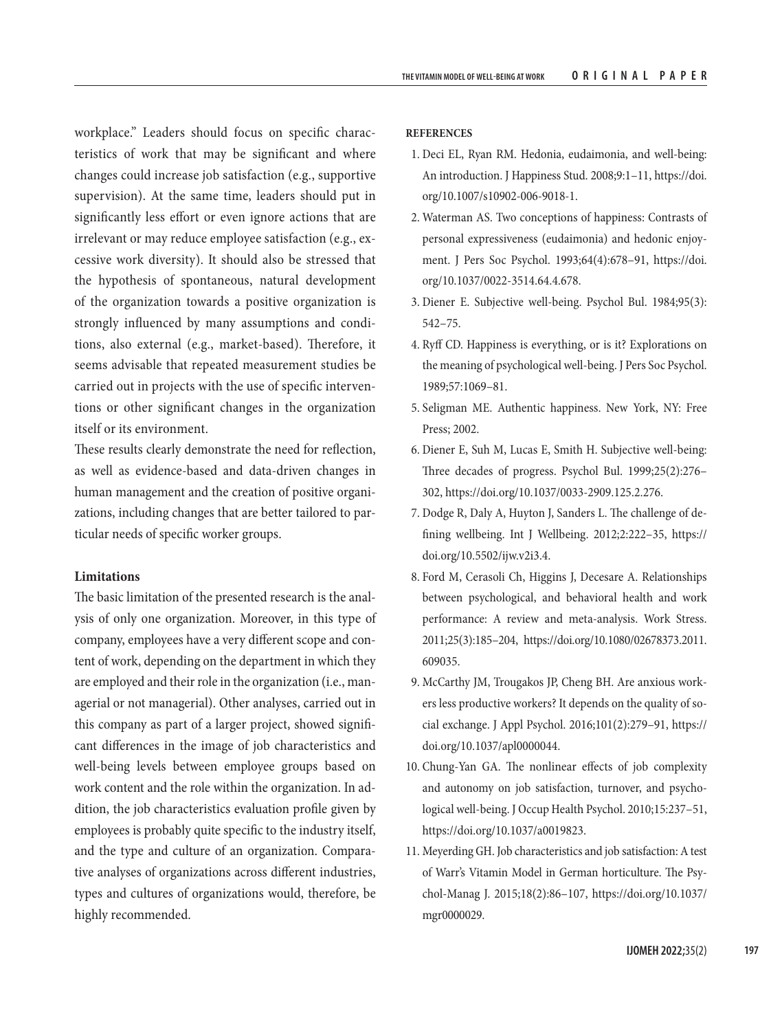workplace." Leaders should focus on specific characteristics of work that may be significant and where changes could increase job satisfaction (e.g., supportive supervision). At the same time, leaders should put in significantly less effort or even ignore actions that are irrelevant or may reduce employee satisfaction (e.g., excessive work diversity). It should also be stressed that the hypothesis of spontaneous, natural development of the organization towards a positive organization is strongly influenced by many assumptions and conditions, also external (e.g., market-based). Therefore, it seems advisable that repeated measurement studies be carried out in projects with the use of specific interventions or other significant changes in the organization itself or its environment.

These results clearly demonstrate the need for reflection, as well as evidence-based and data-driven changes in human management and the creation of positive organizations, including changes that are better tailored to particular needs of specific worker groups.

### Limitations

The basic limitation of the presented research is the analysis of only one organization. Moreover, in this type of company, employees have a very different scope and content of work, depending on the department in which they are employed and their role in the organization (i.e., managerial or not managerial). Other analyses, carried out in this company as part of a larger project, showed significant differences in the image of job characteristics and well-being levels between employee groups based on work content and the role within the organization. In addition, the job characteristics evaluation profile given by employees is probably quite specific to the industry itself, and the type and culture of an organization. Comparative analyses of organizations across different industries, types and cultures of organizations would, therefore, be highly recommended.

## REFERENCES

1. Deci EL, Ryan RM. Hedonia, eudaimonia, and well-being: An introduction. J Happiness Stud. 2008;9:1–11, https://doi.org/10.1007/s10902-006-9018-1.
2. Waterman AS. Two conceptions of happiness: Contrasts of personal expressiveness (eudaimonia) and hedonic enjoyment. J Pers Soc Psychol. 1993;64(4):678–91, https://doi.org/10.1037/0022-3514.64.4.678.
3. Diener E. Subjective well-being. Psychol Bul. 1984;95(3):542–75.
4. Ryff CD. Happiness is everything, or is it? Explorations on the meaning of psychological well-being. J Pers Soc Psychol. 1989;57:1069–81.
5. Seligman ME. Authentic happiness. New York, NY: Free Press; 2002.
6. Diener E, Suh M, Lucas E, Smith H. Subjective well-being: Three decades of progress. Psychol Bul. 1999;25(2):276–302, https://doi.org/10.1037/0033-2909.125.2.276.
7. Dodge R, Daly A, Huyton J, Sanders L. The challenge of defining wellbeing. Int J Wellbeing. 2012;2:222–35, https://doi.org/10.5502/ijw.v2i3.4.
8. Ford M, Cerasoli Ch, Higgins J, Decesare A. Relationships between psychological, and behavioral health and work performance: A review and meta-analysis. Work Stress. 2011;25(3):185–204, https://doi.org/10.1080/02678373.2011.609035.
9. McCarthy JM, Trougakos JP, Cheng BH. Are anxious workers less productive workers? It depends on the quality of social exchange. J Appl Psychol. 2016;101(2):279–91, https://doi.org/10.1037/apl0000044.
10. Chung-Yan GA. The nonlinear effects of job complexity and autonomy on job satisfaction, turnover, and psychological well-being. J Occup Health Psychol. 2010;15:237–51, https://doi.org/10.1037/a0019823.
11. Meyerding GH. Job characteristics and job satisfaction: A test of Warr's Vitamin Model in German horticulture. The Psychol-Manag J. 2015;18(2):86–107, https://doi.org/10.1037/mgr0000029.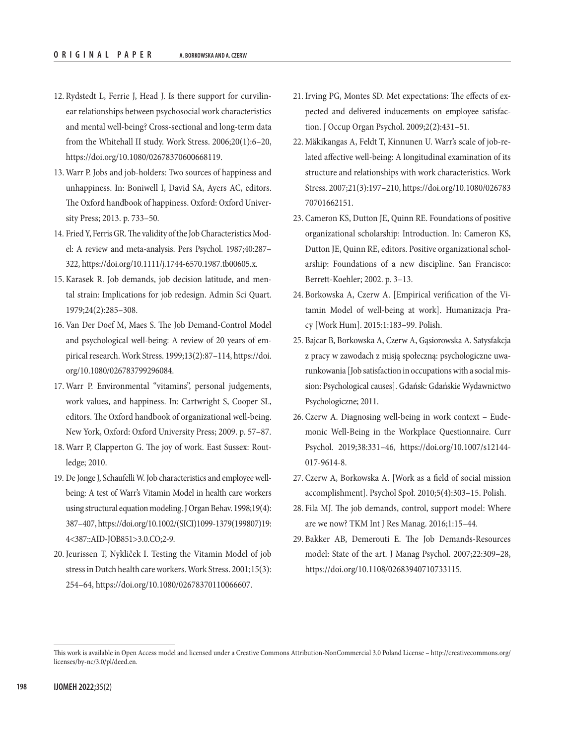12. Rydstedt L, Ferrie J, Head J. Is there support for curvilinear relationships between psychosocial work characteristics and mental well-being? Cross-sectional and long-term data from the Whitehall II study. Work Stress. 2006;20(1):6–20, https://doi.org/10.1080/02678370600668119.
13. Warr P. Jobs and job-holders: Two sources of happiness and unhappiness. In: Boniwell I, David SA, Ayers AC, editors. The Oxford handbook of happiness. Oxford: Oxford University Press; 2013. p. 733–50.
14. Fried Y, Ferris GR. The validity of the Job Characteristics Model: A review and meta-analysis. Pers Psychol. 1987;40:287–322, https://doi.org/10.1111/j.1744-6570.1987.tb00605.x.
15. Karasek R. Job demands, job decision latitude, and mental strain: Implications for job redesign. Admin Sci Quart. 1979;24(2):285–308.
16. Van Der Doef M, Maes S. The Job Demand-Control Model and psychological well-being: A review of 20 years of empirical research. Work Stress. 1999;13(2):87–114, https://doi.org/10.1080/026783799296084.
17. Warr P. Environmental "vitamins", personal judgements, work values, and happiness. In: Cartwright S, Cooper SL, editors. The Oxford handbook of organizational well-being. New York, Oxford: Oxford University Press; 2009. p. 57–87.
18. Warr P, Clapperton G. The joy of work. East Sussex: Routledge; 2010.
19. De Jonge J, Schaufelli W. Job characteristics and employee well-being: A test of Warr's Vitamin Model in health care workers using structural equation modeling. J Organ Behav. 1998;19(4):387–407, https://doi.org/10.1002/(SICI)1099-1379(199807)19:4<387::AID-JOB851>3.0.CO;2-9.
20. Jeurissen T, Nykliček I. Testing the Vitamin Model of job stress in Dutch health care workers. Work Stress. 2001;15(3):254–64, https://doi.org/10.1080/02678370110066607.
21. Irving PG, Montes SD. Met expectations: The effects of expected and delivered inducements on employee satisfaction. J Occup Organ Psychol. 2009;2(2):431–51.
22. Mäkikangas A, Feldt T, Kinnunen U. Warr's scale of job-related affective well-being: A longitudinal examination of its structure and relationships with work characteristics. Work Stress. 2007;21(3):197–210, https://doi.org/10.1080/02678370701662151.
23. Cameron KS, Dutton JE, Quinn RE. Foundations of positive organizational scholarship: Introduction. In: Cameron KS, Dutton JE, Quinn RE, editors. Positive organizational scholarship: Foundations of a new discipline. San Francisco: Berrett-Koehler; 2002. p. 3–13.
24. Borkowska A, Czerw A. [Empirical verification of the Vitamin Model of well-being at work]. Humanizacja Pracy [Work Hum]. 2015:1:183–99. Polish.
25. Bajcar B, Borkowska A, Czerw A, Gąsiorowska A. Satysfakcja z pracy w zawodach z misją społeczną: psychologiczne uwarunkowania [Job satisfaction in occupations with a social mission: Psychological causes]. Gdańsk: Gdańskie Wydawnictwo Psychologiczne; 2011.
26. Czerw A. Diagnosing well-being in work context – Eudemonic Well-Being in the Workplace Questionnaire. Curr Psychol. 2019;38:331–46, https://doi.org/10.1007/s12144-017-9614-8.
27. Czerw A, Borkowska A. [Work as a field of social mission accomplishment]. Psychol Społ. 2010;5(4):303–15. Polish.
28. Fila MJ. The job demands, control, support model: Where are we now? TKM Int J Res Manag. 2016;1:15–44.
29. Bakker AB, Demerouti E. The Job Demands-Resources model: State of the art. J Manag Psychol. 2007;22:309–28, https://doi.org/10.1108/02683940710733115.

This work is available in Open Access model and licensed under a Creative Commons Attribution-NonCommercial 3.0 Poland License – http://creativecommons.org/licenses/by-nc/3.0/pl/deed.en.